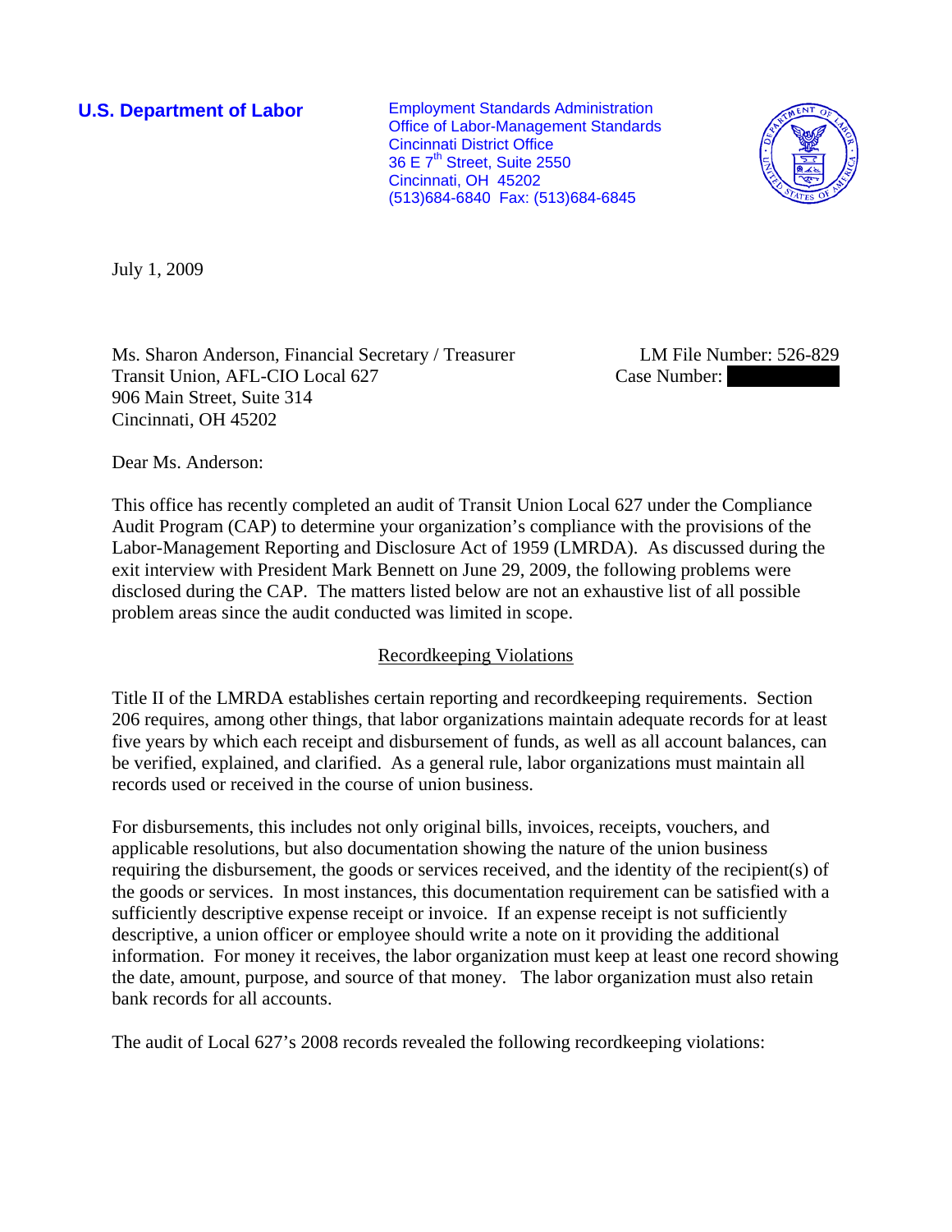**U.S. Department of Labor**

Employment Standards Administration
Office of Labor-Management Standards
Cincinnati District Office
36 E 7th Street, Suite 2550
Cincinnati, OH 45202
(513)684-6840 Fax: (513)684-6845

July 1, 2009

Ms. Sharon Anderson, Financial Secretary / Treasurer
Transit Union, AFL-CIO Local 627
906 Main Street, Suite 314
Cincinnati, OH 45202

LM File Number: 526-829
Case Number:

Dear Ms. Anderson:

This office has recently completed an audit of Transit Union Local 627 under the Compliance Audit Program (CAP) to determine your organization's compliance with the provisions of the Labor-Management Reporting and Disclosure Act of 1959 (LMRDA). As discussed during the exit interview with President Mark Bennett on June 29, 2009, the following problems were disclosed during the CAP. The matters listed below are not an exhaustive list of all possible problem areas since the audit conducted was limited in scope.

## Recordkeeping Violations

Title II of the LMRDA establishes certain reporting and recordkeeping requirements. Section 206 requires, among other things, that labor organizations maintain adequate records for at least five years by which each receipt and disbursement of funds, as well as all account balances, can be verified, explained, and clarified. As a general rule, labor organizations must maintain all records used or received in the course of union business.

For disbursements, this includes not only original bills, invoices, receipts, vouchers, and applicable resolutions, but also documentation showing the nature of the union business requiring the disbursement, the goods or services received, and the identity of the recipient(s) of the goods or services. In most instances, this documentation requirement can be satisfied with a sufficiently descriptive expense receipt or invoice. If an expense receipt is not sufficiently descriptive, a union officer or employee should write a note on it providing the additional information. For money it receives, the labor organization must keep at least one record showing the date, amount, purpose, and source of that money. The labor organization must also retain bank records for all accounts.

The audit of Local 627's 2008 records revealed the following recordkeeping violations: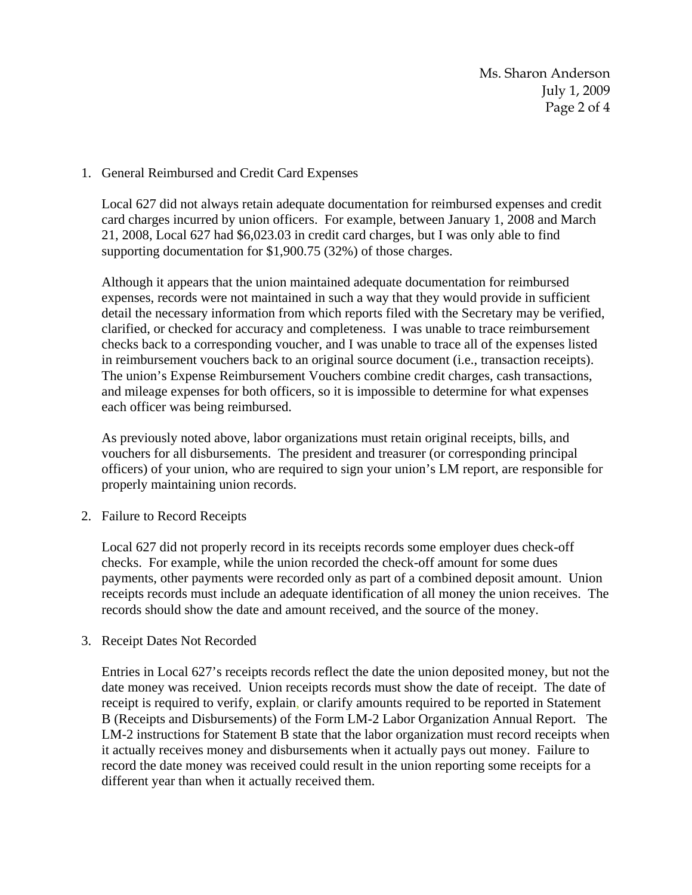1. General Reimbursed and Credit Card Expenses

   Local 627 did not always retain adequate documentation for reimbursed expenses and credit card charges incurred by union officers. For example, between January 1, 2008 and March 21, 2008, Local 627 had $6,023.03 in credit card charges, but I was only able to find supporting documentation for $1,900.75 (32%) of those charges.

   Although it appears that the union maintained adequate documentation for reimbursed expenses, records were not maintained in such a way that they would provide in sufficient detail the necessary information from which reports filed with the Secretary may be verified, clarified, or checked for accuracy and completeness. I was unable to trace reimbursement checks back to a corresponding voucher, and I was unable to trace all of the expenses listed in reimbursement vouchers back to an original source document (i.e., transaction receipts). The union's Expense Reimbursement Vouchers combine credit charges, cash transactions, and mileage expenses for both officers, so it is impossible to determine for what expenses each officer was being reimbursed.

   As previously noted above, labor organizations must retain original receipts, bills, and vouchers for all disbursements. The president and treasurer (or corresponding principal officers) of your union, who are required to sign your union's LM report, are responsible for properly maintaining union records.

2. Failure to Record Receipts

   Local 627 did not properly record in its receipts records some employer dues check-off checks. For example, while the union recorded the check-off amount for some dues payments, other payments were recorded only as part of a combined deposit amount. Union receipts records must include an adequate identification of all money the union receives. The records should show the date and amount received, and the source of the money.

3. Receipt Dates Not Recorded

   Entries in Local 627's receipts records reflect the date the union deposited money, but not the date money was received. Union receipts records must show the date of receipt. The date of receipt is required to verify, explain, or clarify amounts required to be reported in Statement B (Receipts and Disbursements) of the Form LM-2 Labor Organization Annual Report. The LM-2 instructions for Statement B state that the labor organization must record receipts when it actually receives money and disbursements when it actually pays out money. Failure to record the date money was received could result in the union reporting some receipts for a different year than when it actually received them.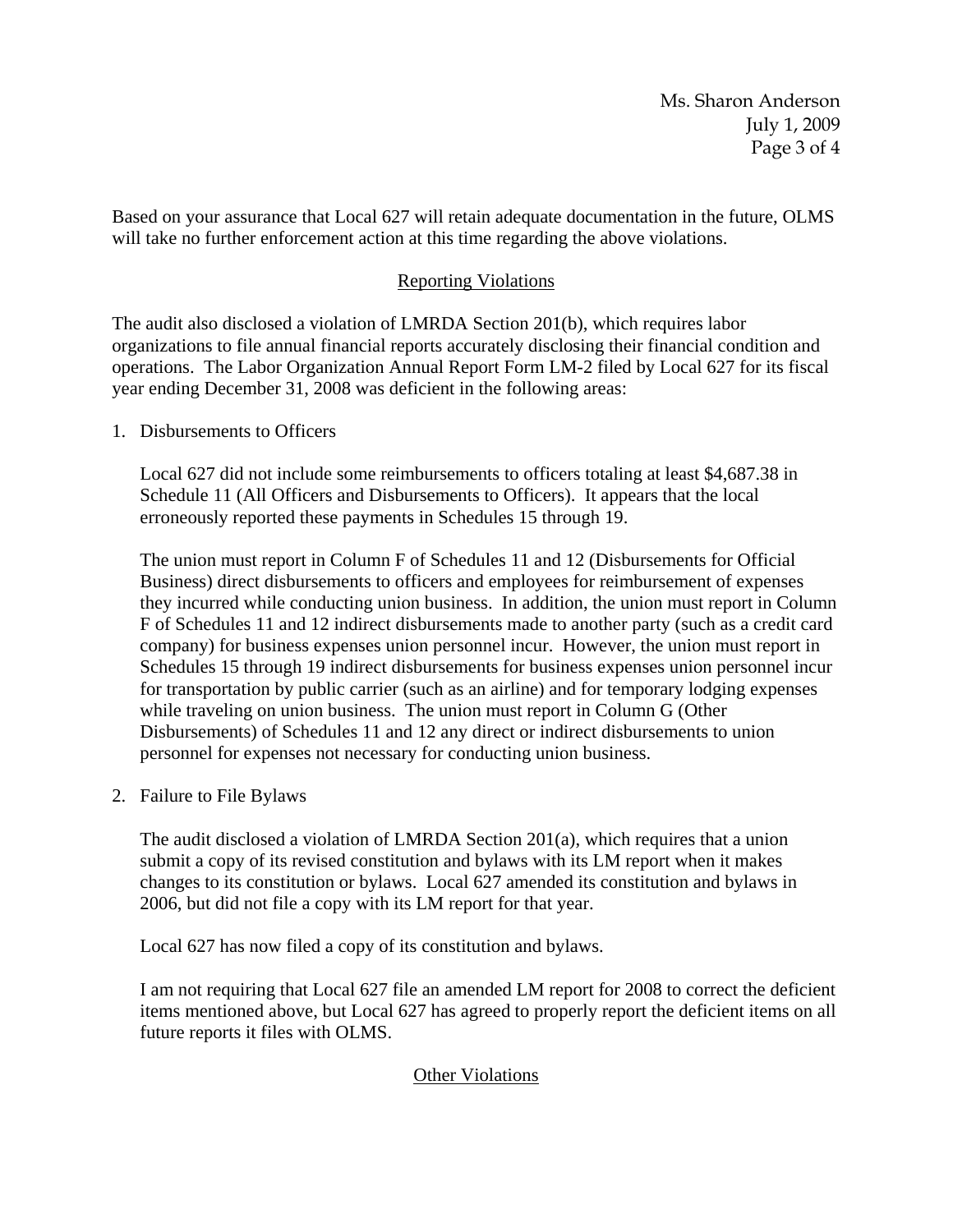Based on your assurance that Local 627 will retain adequate documentation in the future, OLMS will take no further enforcement action at this time regarding the above violations.

## Reporting Violations

The audit also disclosed a violation of LMRDA Section 201(b), which requires labor organizations to file annual financial reports accurately disclosing their financial condition and operations. The Labor Organization Annual Report Form LM-2 filed by Local 627 for its fiscal year ending December 31, 2008 was deficient in the following areas:

1. Disbursements to Officers

   Local 627 did not include some reimbursements to officers totaling at least $4,687.38 in Schedule 11 (All Officers and Disbursements to Officers). It appears that the local erroneously reported these payments in Schedules 15 through 19.

   The union must report in Column F of Schedules 11 and 12 (Disbursements for Official Business) direct disbursements to officers and employees for reimbursement of expenses they incurred while conducting union business. In addition, the union must report in Column F of Schedules 11 and 12 indirect disbursements made to another party (such as a credit card company) for business expenses union personnel incur. However, the union must report in Schedules 15 through 19 indirect disbursements for business expenses union personnel incur for transportation by public carrier (such as an airline) and for temporary lodging expenses while traveling on union business. The union must report in Column G (Other Disbursements) of Schedules 11 and 12 any direct or indirect disbursements to union personnel for expenses not necessary for conducting union business.

2. Failure to File Bylaws

   The audit disclosed a violation of LMRDA Section 201(a), which requires that a union submit a copy of its revised constitution and bylaws with its LM report when it makes changes to its constitution or bylaws. Local 627 amended its constitution and bylaws in 2006, but did not file a copy with its LM report for that year.

   Local 627 has now filed a copy of its constitution and bylaws.

   I am not requiring that Local 627 file an amended LM report for 2008 to correct the deficient items mentioned above, but Local 627 has agreed to properly report the deficient items on all future reports it files with OLMS.

## Other Violations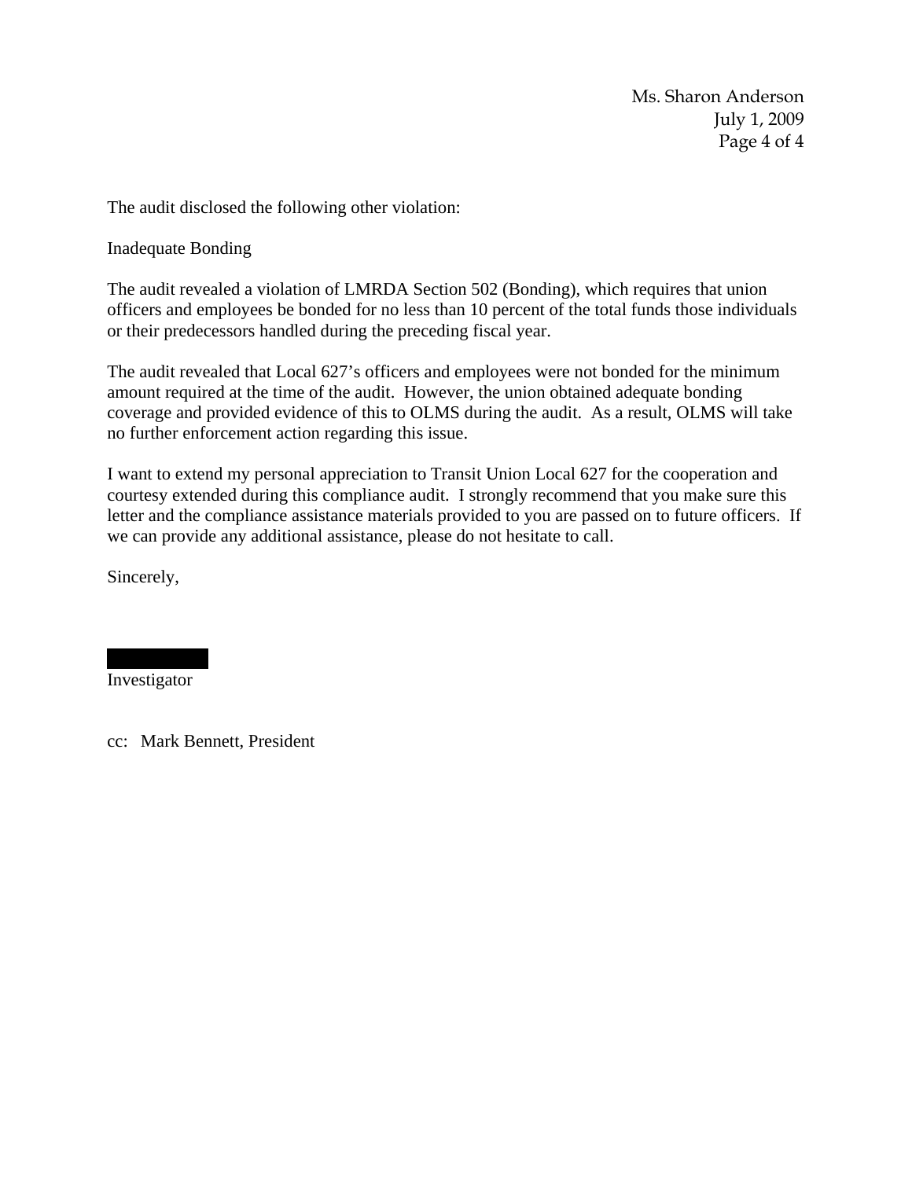The audit disclosed the following other violation:

Inadequate Bonding

The audit revealed a violation of LMRDA Section 502 (Bonding), which requires that union officers and employees be bonded for no less than 10 percent of the total funds those individuals or their predecessors handled during the preceding fiscal year.

The audit revealed that Local 627's officers and employees were not bonded for the minimum amount required at the time of the audit. However, the union obtained adequate bonding coverage and provided evidence of this to OLMS during the audit. As a result, OLMS will take no further enforcement action regarding this issue.

I want to extend my personal appreciation to Transit Union Local 627 for the cooperation and courtesy extended during this compliance audit. I strongly recommend that you make sure this letter and the compliance assistance materials provided to you are passed on to future officers. If we can provide any additional assistance, please do not hesitate to call.

Sincerely,

Investigator

cc: Mark Bennett, President